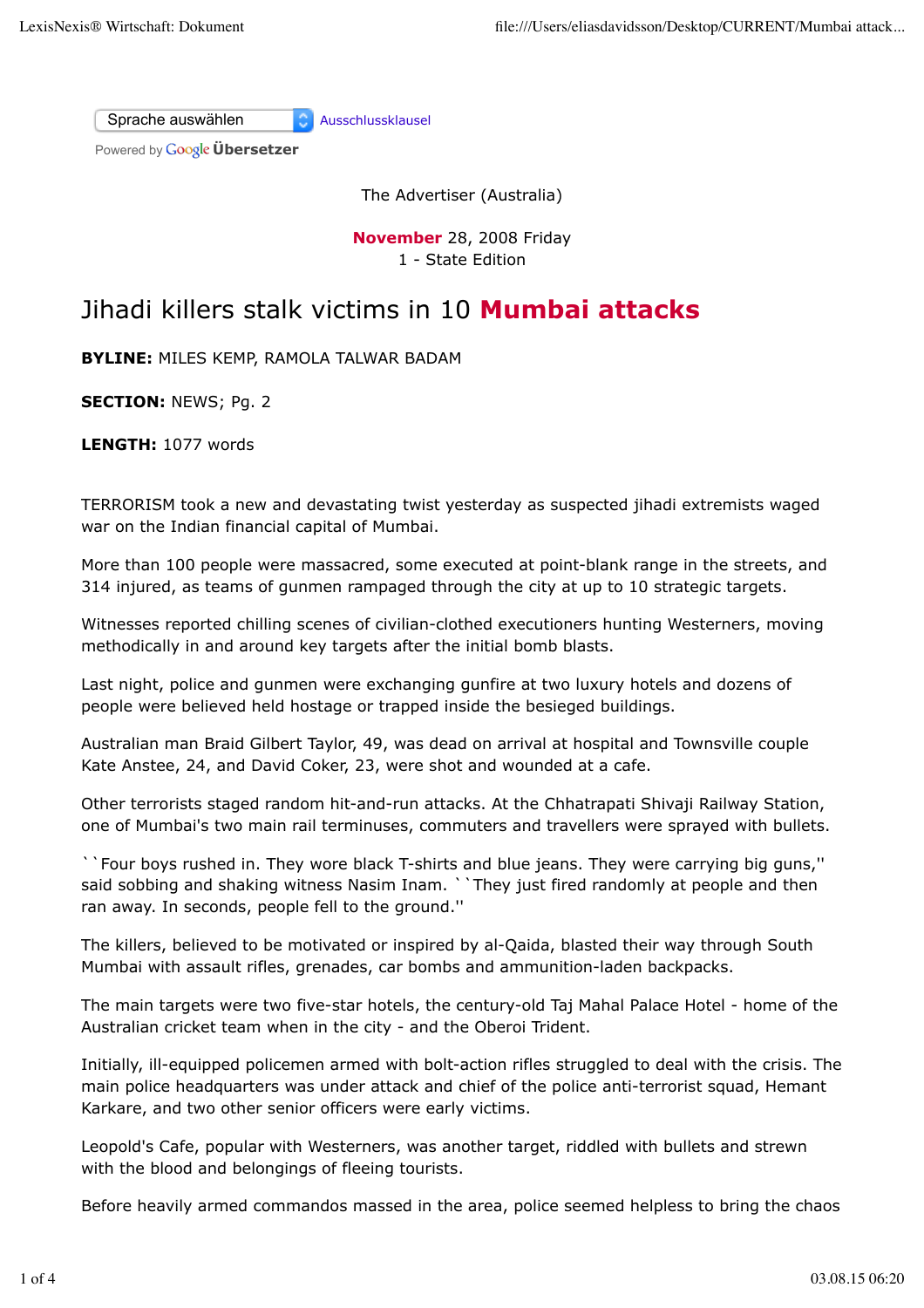Sprache auswählen Ausschlussklausel

Powered by Google Übersetzer

The Advertiser (Australia)

November 28, 2008 Friday
1 - State Edition

# Jihadi killers stalk victims in 10 Mumbai attacks

**BYLINE:** MILES KEMP, RAMOLA TALWAR BADAM

**SECTION:** NEWS; Pg. 2

**LENGTH:** 1077 words

TERRORISM took a new and devastating twist yesterday as suspected jihadi extremists waged war on the Indian financial capital of Mumbai.

More than 100 people were massacred, some executed at point-blank range in the streets, and 314 injured, as teams of gunmen rampaged through the city at up to 10 strategic targets.

Witnesses reported chilling scenes of civilian-clothed executioners hunting Westerners, moving methodically in and around key targets after the initial bomb blasts.

Last night, police and gunmen were exchanging gunfire at two luxury hotels and dozens of people were believed held hostage or trapped inside the besieged buildings.

Australian man Braid Gilbert Taylor, 49, was dead on arrival at hospital and Townsville couple Kate Anstee, 24, and David Coker, 23, were shot and wounded at a cafe.

Other terrorists staged random hit-and-run attacks. At the Chhatrapati Shivaji Railway Station, one of Mumbai's two main rail terminuses, commuters and travellers were sprayed with bullets.

``Four boys rushed in. They wore black T-shirts and blue jeans. They were carrying big guns,'' said sobbing and shaking witness Nasim Inam. ``They just fired randomly at people and then ran away. In seconds, people fell to the ground.''

The killers, believed to be motivated or inspired by al-Qaida, blasted their way through South Mumbai with assault rifles, grenades, car bombs and ammunition-laden backpacks.

The main targets were two five-star hotels, the century-old Taj Mahal Palace Hotel - home of the Australian cricket team when in the city - and the Oberoi Trident.

Initially, ill-equipped policemen armed with bolt-action rifles struggled to deal with the crisis. The main police headquarters was under attack and chief of the police anti-terrorist squad, Hemant Karkare, and two other senior officers were early victims.

Leopold's Cafe, popular with Westerners, was another target, riddled with bullets and strewn with the blood and belongings of fleeing tourists.

Before heavily armed commandos massed in the area, police seemed helpless to bring the chaos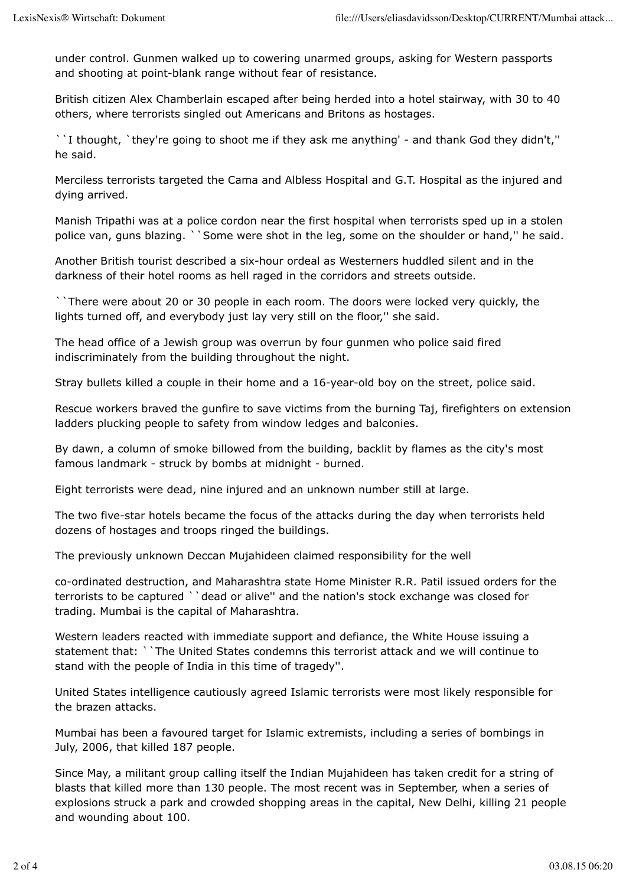under control. Gunmen walked up to cowering unarmed groups, asking for Western passports and shooting at point-blank range without fear of resistance.

British citizen Alex Chamberlain escaped after being herded into a hotel stairway, with 30 to 40 others, where terrorists singled out Americans and Britons as hostages.

``I thought, `they're going to shoot me if they ask me anything' - and thank God they didn't,'' he said.

Merciless terrorists targeted the Cama and Albless Hospital and G.T. Hospital as the injured and dying arrived.

Manish Tripathi was at a police cordon near the first hospital when terrorists sped up in a stolen police van, guns blazing. ``Some were shot in the leg, some on the shoulder or hand,'' he said.

Another British tourist described a six-hour ordeal as Westerners huddled silent and in the darkness of their hotel rooms as hell raged in the corridors and streets outside.

``There were about 20 or 30 people in each room. The doors were locked very quickly, the lights turned off, and everybody just lay very still on the floor,'' she said.

The head office of a Jewish group was overrun by four gunmen who police said fired indiscriminately from the building throughout the night.

Stray bullets killed a couple in their home and a 16-year-old boy on the street, police said.

Rescue workers braved the gunfire to save victims from the burning Taj, firefighters on extension ladders plucking people to safety from window ledges and balconies.

By dawn, a column of smoke billowed from the building, backlit by flames as the city's most famous landmark - struck by bombs at midnight - burned.

Eight terrorists were dead, nine injured and an unknown number still at large.

The two five-star hotels became the focus of the attacks during the day when terrorists held dozens of hostages and troops ringed the buildings.

The previously unknown Deccan Mujahideen claimed responsibility for the well co-ordinated destruction, and Maharashtra state Home Minister R.R. Patil issued orders for the terrorists to be captured ``dead or alive'' and the nation's stock exchange was closed for trading. Mumbai is the capital of Maharashtra.

Western leaders reacted with immediate support and defiance, the White House issuing a statement that: ``The United States condemns this terrorist attack and we will continue to stand with the people of India in this time of tragedy''.

United States intelligence cautiously agreed Islamic terrorists were most likely responsible for the brazen attacks.

Mumbai has been a favoured target for Islamic extremists, including a series of bombings in July, 2006, that killed 187 people.

Since May, a militant group calling itself the Indian Mujahideen has taken credit for a string of blasts that killed more than 130 people. The most recent was in September, when a series of explosions struck a park and crowded shopping areas in the capital, New Delhi, killing 21 people and wounding about 100.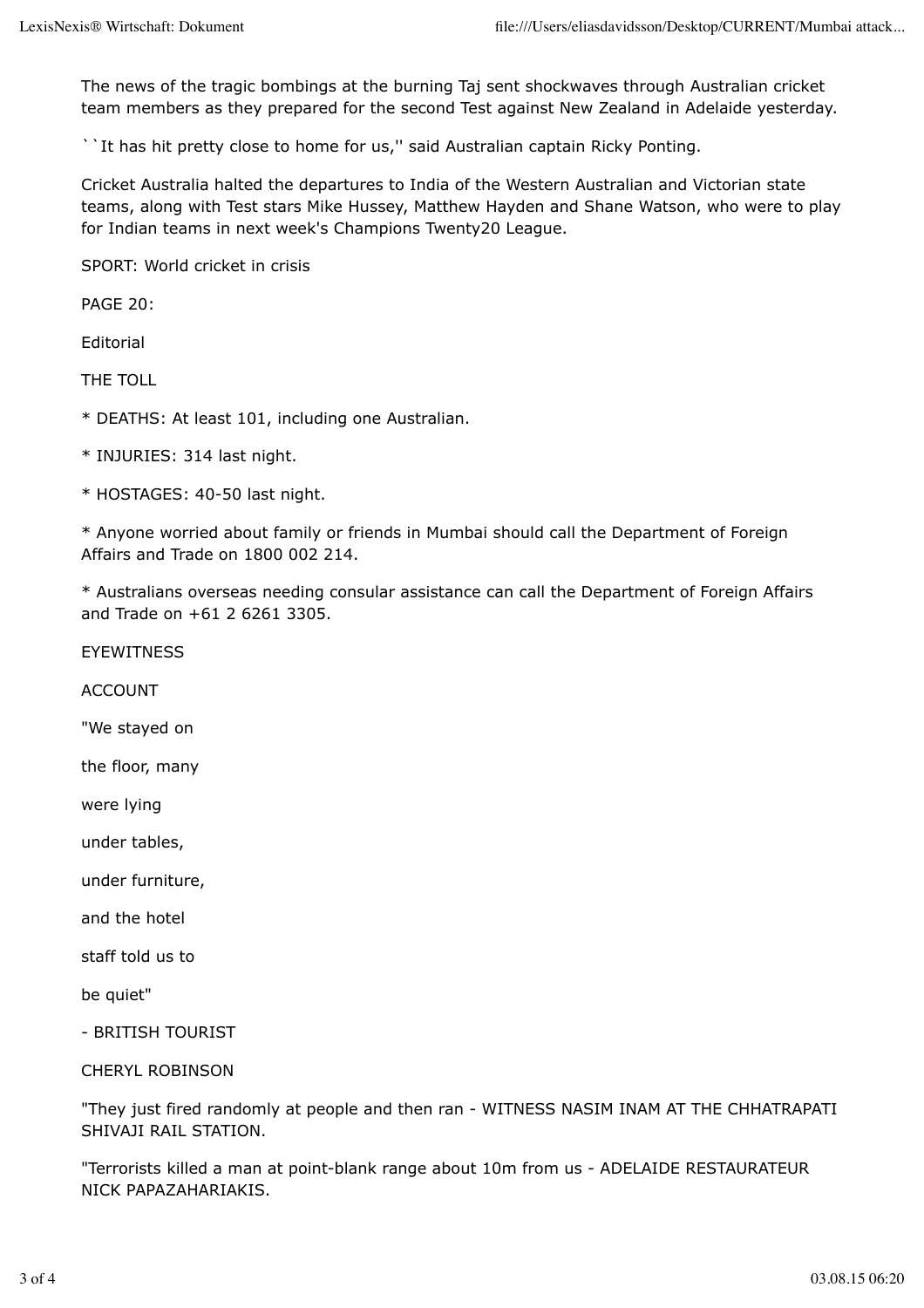The news of the tragic bombings at the burning Taj sent shockwaves through Australian cricket team members as they prepared for the second Test against New Zealand in Adelaide yesterday.

``It has hit pretty close to home for us,'' said Australian captain Ricky Ponting.

Cricket Australia halted the departures to India of the Western Australian and Victorian state teams, along with Test stars Mike Hussey, Matthew Hayden and Shane Watson, who were to play for Indian teams in next week's Champions Twenty20 League.

SPORT: World cricket in crisis

PAGE 20:

Editorial

THE TOLL

* DEATHS: At least 101, including one Australian.

* INJURIES: 314 last night.

* HOSTAGES: 40-50 last night.

* Anyone worried about family or friends in Mumbai should call the Department of Foreign Affairs and Trade on 1800 002 214.

* Australians overseas needing consular assistance can call the Department of Foreign Affairs and Trade on +61 2 6261 3305.

EYEWITNESS

ACCOUNT

"We stayed on

the floor, many

were lying

under tables,

under furniture,

and the hotel

staff told us to

be quiet"

- BRITISH TOURIST

CHERYL ROBINSON

"They just fired randomly at people and then ran - WITNESS NASIM INAM AT THE CHHATRAPATI SHIVAJI RAIL STATION.

"Terrorists killed a man at point-blank range about 10m from us - ADELAIDE RESTAURATEUR NICK PAPAZAHARIAKIS.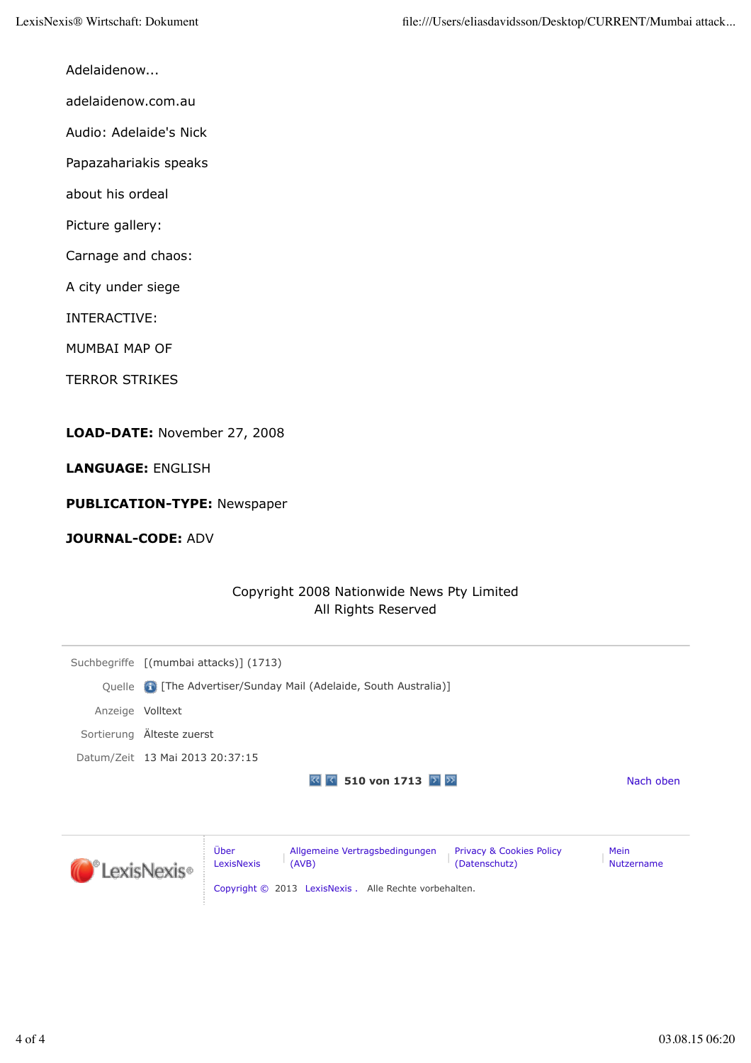Adelaidenow...

adelaidenow.com.au

Audio: Adelaide's Nick

Papazahariakis speaks

about his ordeal

Picture gallery:

Carnage and chaos:

A city under siege

INTERACTIVE:

MUMBAI MAP OF

TERROR STRIKES

**LOAD-DATE:** November 27, 2008

**LANGUAGE:** ENGLISH

**PUBLICATION-TYPE:** Newspaper

**JOURNAL-CODE:** ADV

Copyright 2008 Nationwide News Pty Limited
All Rights Reserved

| | |
|---|---|
| Suchbegriffe | [(mumbai attacks)] (1713) |
| Quelle | [The Advertiser/Sunday Mail (Adelaide, South Australia)] |
| Anzeige | Volltext |
| Sortierung | Älteste zuerst |
| Datum/Zeit | 13 Mai 2013 20:37:15 |

510 von 1713

Nach oben

Über LexisNexis | Allgemeine Vertragsbedingungen (AVB) | Privacy & Cookies Policy (Datenschutz) | Mein Nutzername

Copyright © 2013 LexisNexis. Alle Rechte vorbehalten.